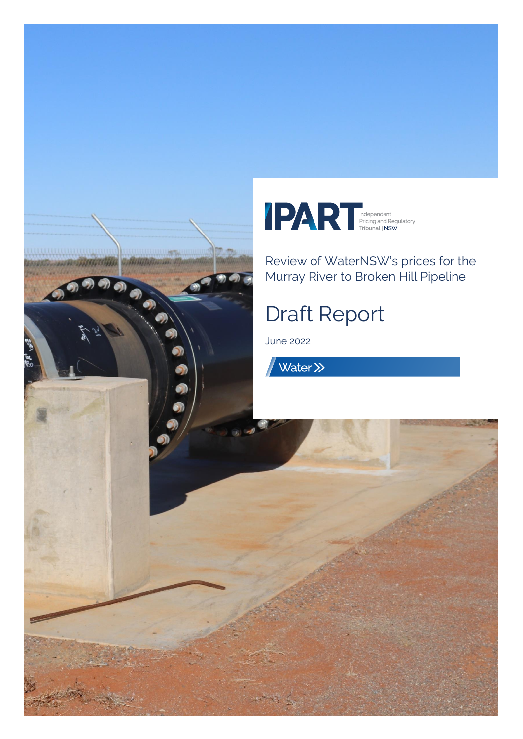IPART Independent Pricing and Regulatory Tribunal | NSW

Review of WaterNSW's prices for the Murray River to Broken Hill Pipeline

# Draft Report

June 2022

Water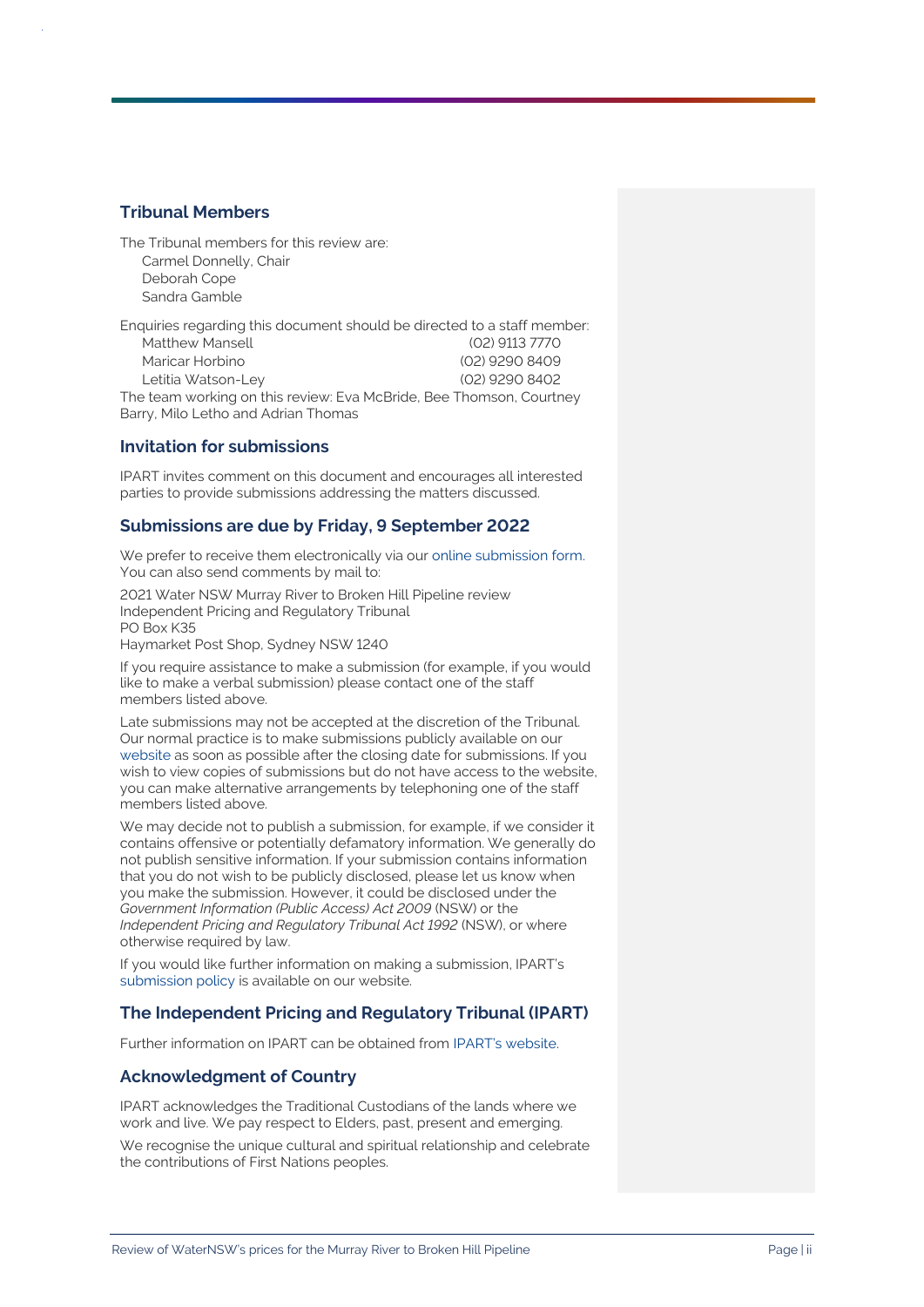## Tribunal Members

The Tribunal members for this review are:

Carmel Donnelly, Chair
Deborah Cope
Sandra Gamble

Enquiries regarding this document should be directed to a staff member:

| | |
|---|---|
| Matthew Mansell | (02) 9113 7770 |
| Maricar Horbino | (02) 9290 8409 |
| Letitia Watson-Ley | (02) 9290 8402 |

The team working on this review: Eva McBride, Bee Thomson, Courtney Barry, Milo Letho and Adrian Thomas

## Invitation for submissions

IPART invites comment on this document and encourages all interested parties to provide submissions addressing the matters discussed.

## Submissions are due by Friday, 9 September 2022

We prefer to receive them electronically via our online submission form. You can also send comments by mail to:

2021 Water NSW Murray River to Broken Hill Pipeline review
Independent Pricing and Regulatory Tribunal
PO Box K35
Haymarket Post Shop, Sydney NSW 1240

If you require assistance to make a submission (for example, if you would like to make a verbal submission) please contact one of the staff members listed above.

Late submissions may not be accepted at the discretion of the Tribunal. Our normal practice is to make submissions publicly available on our website as soon as possible after the closing date for submissions. If you wish to view copies of submissions but do not have access to the website, you can make alternative arrangements by telephoning one of the staff members listed above.

We may decide not to publish a submission, for example, if we consider it contains offensive or potentially defamatory information. We generally do not publish sensitive information. If your submission contains information that you do not wish to be publicly disclosed, please let us know when you make the submission. However, it could be disclosed under the *Government Information (Public Access) Act 2009* (NSW) or the *Independent Pricing and Regulatory Tribunal Act 1992* (NSW), or where otherwise required by law.

If you would like further information on making a submission, IPART's submission policy is available on our website.

## The Independent Pricing and Regulatory Tribunal (IPART)

Further information on IPART can be obtained from IPART's website.

## Acknowledgment of Country

IPART acknowledges the Traditional Custodians of the lands where we work and live. We pay respect to Elders, past, present and emerging.

We recognise the unique cultural and spiritual relationship and celebrate the contributions of First Nations peoples.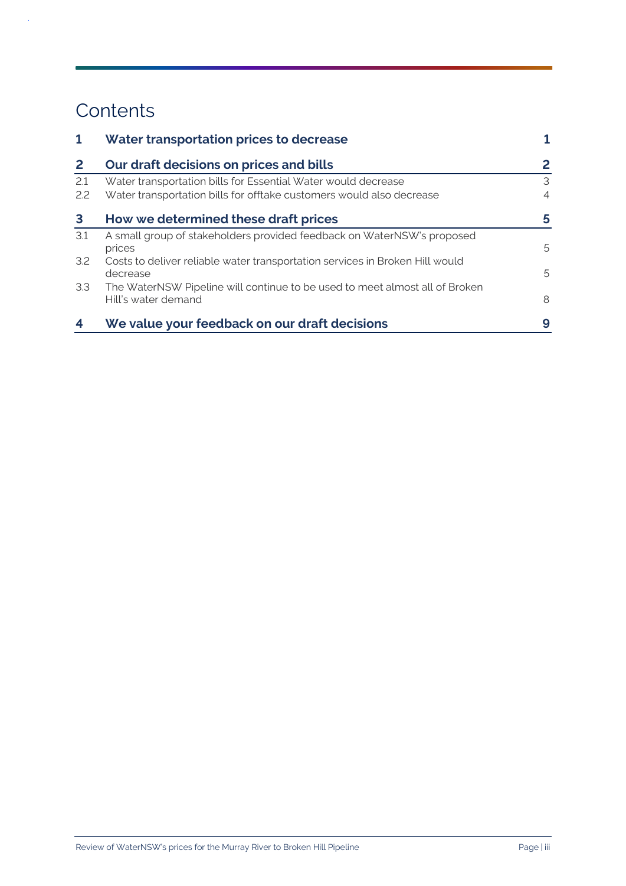# Contents

| | | |
|---|---|---|
| **1** | **Water transportation prices to decrease** | **1** |
| **2** | **Our draft decisions on prices and bills** | **2** |
| 2.1 | Water transportation bills for Essential Water would decrease | 3 |
| 2.2 | Water transportation bills for offtake customers would also decrease | 4 |
| **3** | **How we determined these draft prices** | **5** |
| 3.1 | A small group of stakeholders provided feedback on WaterNSW's proposed prices | 5 |
| 3.2 | Costs to deliver reliable water transportation services in Broken Hill would decrease | 5 |
| 3.3 | The WaterNSW Pipeline will continue to be used to meet almost all of Broken Hill's water demand | 8 |
| **4** | **We value your feedback on our draft decisions** | **9** |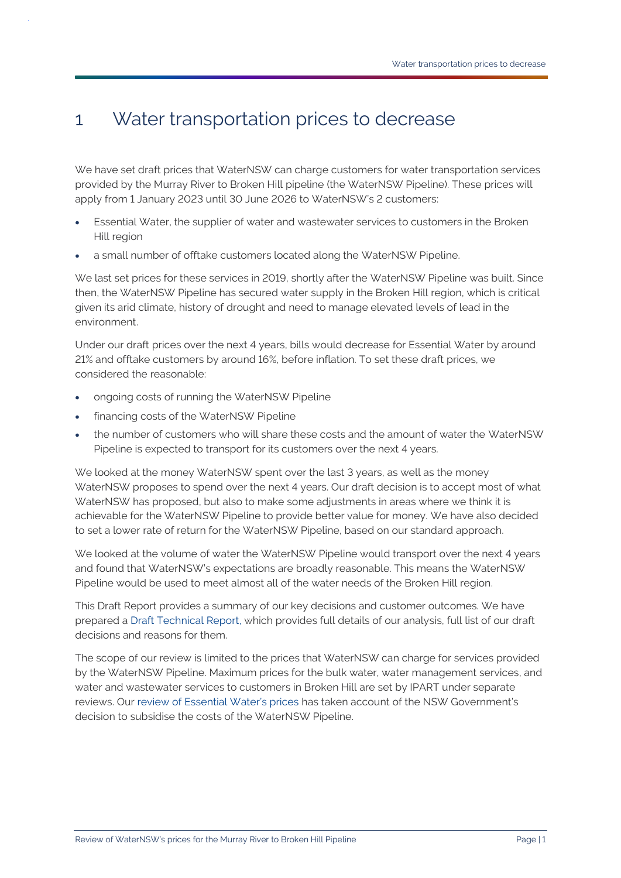# 1 Water transportation prices to decrease

We have set draft prices that WaterNSW can charge customers for water transportation services provided by the Murray River to Broken Hill pipeline (the WaterNSW Pipeline). These prices will apply from 1 January 2023 until 30 June 2026 to WaterNSW's 2 customers:

- Essential Water, the supplier of water and wastewater services to customers in the Broken Hill region
- a small number of offtake customers located along the WaterNSW Pipeline.

We last set prices for these services in 2019, shortly after the WaterNSW Pipeline was built. Since then, the WaterNSW Pipeline has secured water supply in the Broken Hill region, which is critical given its arid climate, history of drought and need to manage elevated levels of lead in the environment.

Under our draft prices over the next 4 years, bills would decrease for Essential Water by around 21% and offtake customers by around 16%, before inflation. To set these draft prices, we considered the reasonable:

- ongoing costs of running the WaterNSW Pipeline
- financing costs of the WaterNSW Pipeline
- the number of customers who will share these costs and the amount of water the WaterNSW Pipeline is expected to transport for its customers over the next 4 years.

We looked at the money WaterNSW spent over the last 3 years, as well as the money WaterNSW proposes to spend over the next 4 years. Our draft decision is to accept most of what WaterNSW has proposed, but also to make some adjustments in areas where we think it is achievable for the WaterNSW Pipeline to provide better value for money. We have also decided to set a lower rate of return for the WaterNSW Pipeline, based on our standard approach.

We looked at the volume of water the WaterNSW Pipeline would transport over the next 4 years and found that WaterNSW's expectations are broadly reasonable. This means the WaterNSW Pipeline would be used to meet almost all of the water needs of the Broken Hill region.

This Draft Report provides a summary of our key decisions and customer outcomes. We have prepared a Draft Technical Report, which provides full details of our analysis, full list of our draft decisions and reasons for them.

The scope of our review is limited to the prices that WaterNSW can charge for services provided by the WaterNSW Pipeline. Maximum prices for the bulk water, water management services, and water and wastewater services to customers in Broken Hill are set by IPART under separate reviews. Our review of Essential Water's prices has taken account of the NSW Government's decision to subsidise the costs of the WaterNSW Pipeline.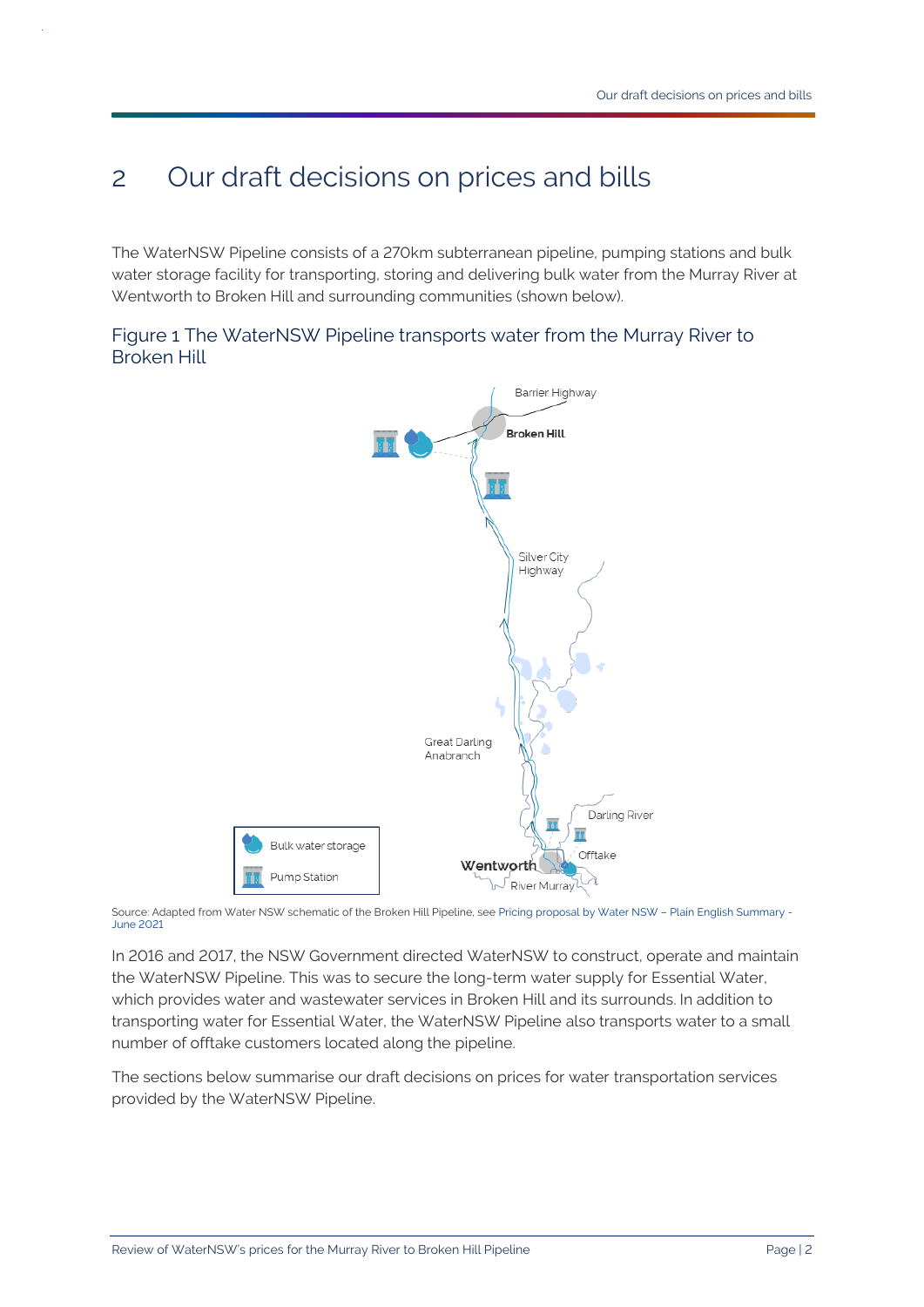# 2 Our draft decisions on prices and bills

The WaterNSW Pipeline consists of a 270km subterranean pipeline, pumping stations and bulk water storage facility for transporting, storing and delivering bulk water from the Murray River at Wentworth to Broken Hill and surrounding communities (shown below).

### Figure 1 The WaterNSW Pipeline transports water from the Murray River to Broken Hill

Barrier Highway

Broken Hill

Silver City Highway

Great Darling Anabranch

Darling River

Offtake

Wentworth

River Murray

Bulk water storage

Pump Station

Source: Adapted from Water NSW schematic of the Broken Hill Pipeline, see Pricing proposal by Water NSW – Plain English Summary - June 2021

In 2016 and 2017, the NSW Government directed WaterNSW to construct, operate and maintain the WaterNSW Pipeline. This was to secure the long-term water supply for Essential Water, which provides water and wastewater services in Broken Hill and its surrounds. In addition to transporting water for Essential Water, the WaterNSW Pipeline also transports water to a small number of offtake customers located along the pipeline.

The sections below summarise our draft decisions on prices for water transportation services provided by the WaterNSW Pipeline.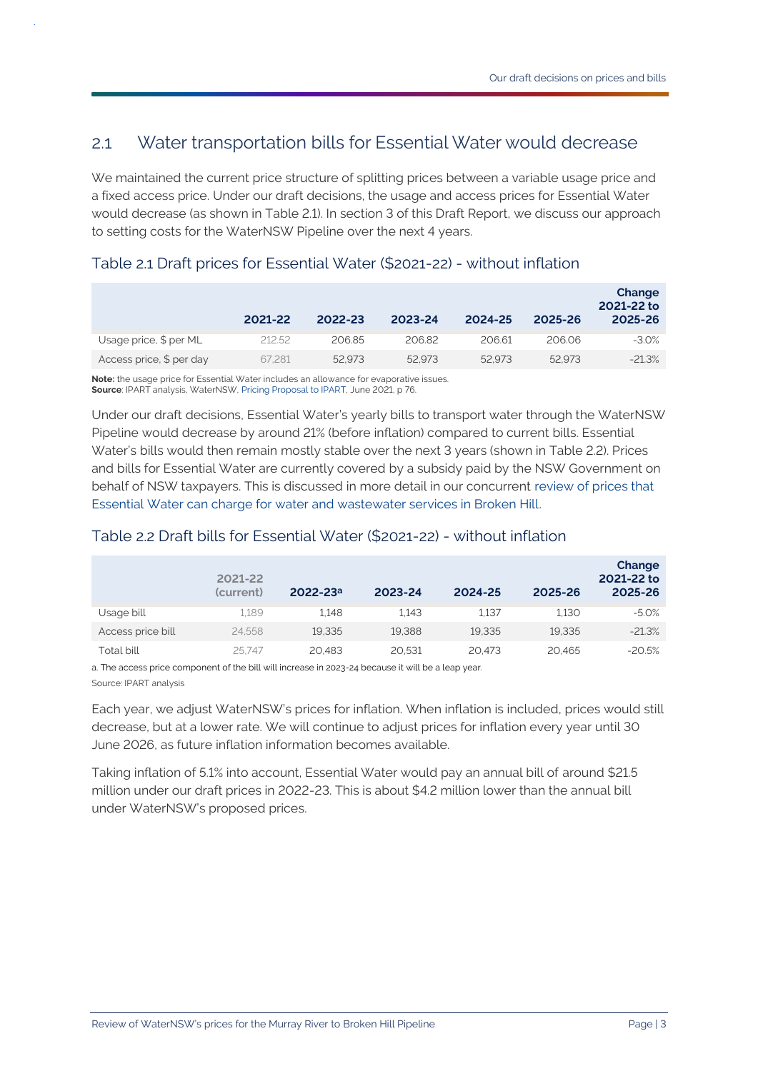## 2.1 Water transportation bills for Essential Water would decrease

We maintained the current price structure of splitting prices between a variable usage price and a fixed access price. Under our draft decisions, the usage and access prices for Essential Water would decrease (as shown in Table 2.1). In section 3 of this Draft Report, we discuss our approach to setting costs for the WaterNSW Pipeline over the next 4 years.

### Table 2.1 Draft prices for Essential Water ($2021-22) - without inflation

| | 2021-22 | 2022-23 | 2023-24 | 2024-25 | 2025-26 | Change 2021-22 to 2025-26 |
|---|---|---|---|---|---|---|
| Usage price, $ per ML | 212.52 | 206.85 | 206.82 | 206.61 | 206.06 | -3.0% |
| Access price, $ per day | 67,281 | 52,973 | 52,973 | 52,973 | 52,973 | -21.3% |

**Note:** the usage price for Essential Water includes an allowance for evaporative issues.
**Source**: IPART analysis, WaterNSW, Pricing Proposal to IPART, June 2021, p 76.

Under our draft decisions, Essential Water's yearly bills to transport water through the WaterNSW Pipeline would decrease by around 21% (before inflation) compared to current bills. Essential Water's bills would then remain mostly stable over the next 3 years (shown in Table 2.2). Prices and bills for Essential Water are currently covered by a subsidy paid by the NSW Government on behalf of NSW taxpayers. This is discussed in more detail in our concurrent review of prices that Essential Water can charge for water and wastewater services in Broken Hill.

### Table 2.2 Draft bills for Essential Water ($2021-22) - without inflation

| | 2021-22 (current) | 2022-23[a] | 2023-24 | 2024-25 | 2025-26 | Change 2021-22 to 2025-26 |
|---|---|---|---|---|---|---|
| Usage bill | 1,189 | 1,148 | 1,143 | 1,137 | 1,130 | -5.0% |
| Access price bill | 24,558 | 19,335 | 19,388 | 19,335 | 19,335 | -21.3% |
| Total bill | 25,747 | 20,483 | 20,531 | 20,473 | 20,465 | -20.5% |

a. The access price component of the bill will increase in 2023-24 because it will be a leap year.

Source: IPART analysis

Each year, we adjust WaterNSW's prices for inflation. When inflation is included, prices would still decrease, but at a lower rate. We will continue to adjust prices for inflation every year until 30 June 2026, as future inflation information becomes available.

Taking inflation of 5.1% into account, Essential Water would pay an annual bill of around $21.5 million under our draft prices in 2022-23. This is about $4.2 million lower than the annual bill under WaterNSW's proposed prices.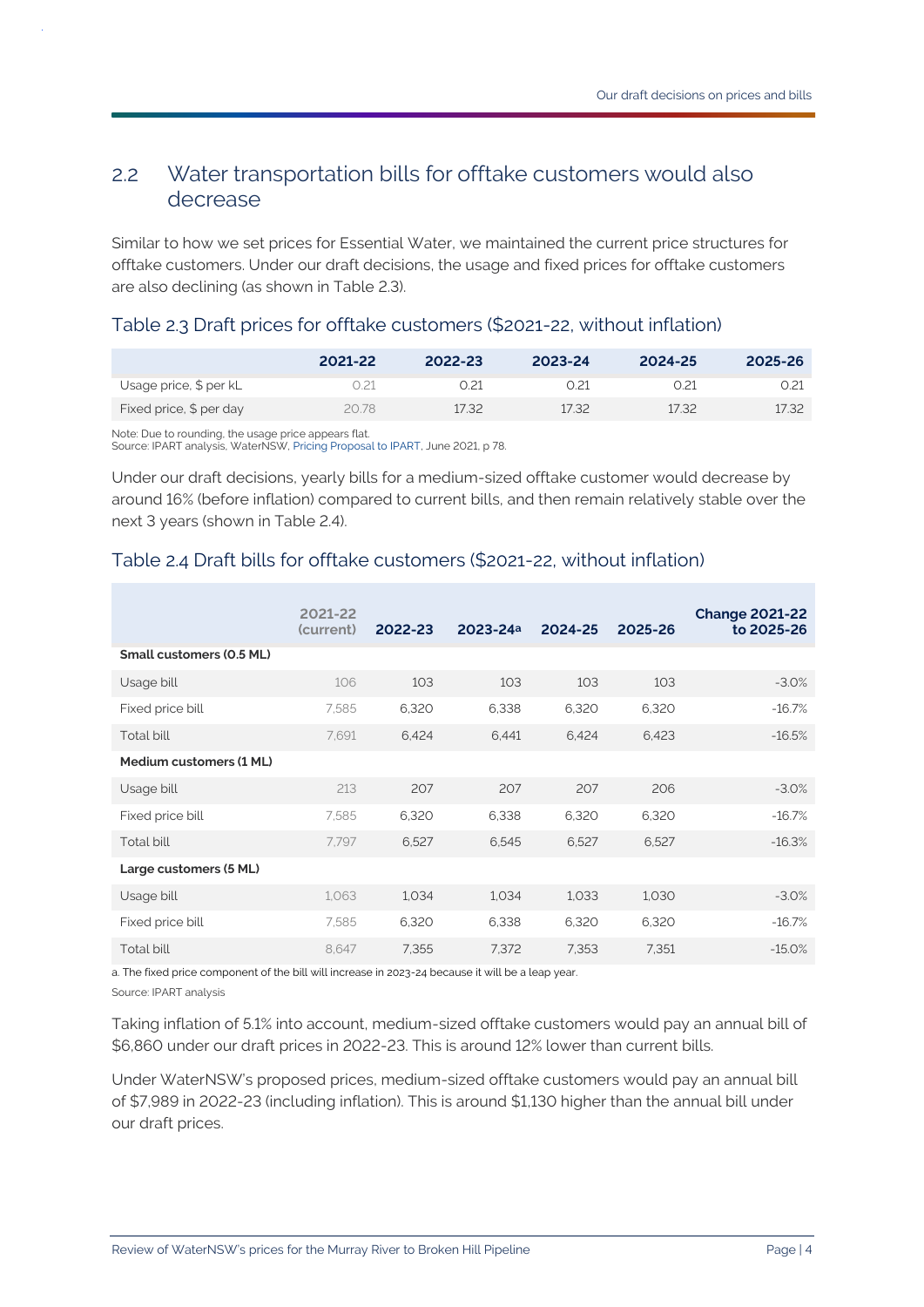## 2.2 Water transportation bills for offtake customers would also decrease

Similar to how we set prices for Essential Water, we maintained the current price structures for offtake customers. Under our draft decisions, the usage and fixed prices for offtake customers are also declining (as shown in Table 2.3).

### Table 2.3 Draft prices for offtake customers ($2021-22, without inflation)

| | 2021-22 | 2022-23 | 2023-24 | 2024-25 | 2025-26 |
|---|---|---|---|---|---|
| Usage price, $ per kL | 0.21 | 0.21 | 0.21 | 0.21 | 0.21 |
| Fixed price, $ per day | 20.78 | 17.32 | 17.32 | 17.32 | 17.32 |

Note: Due to rounding, the usage price appears flat.
Source: IPART analysis, WaterNSW, Pricing Proposal to IPART, June 2021, p 78.

Under our draft decisions, yearly bills for a medium-sized offtake customer would decrease by around 16% (before inflation) compared to current bills, and then remain relatively stable over the next 3 years (shown in Table 2.4).

### Table 2.4 Draft bills for offtake customers ($2021-22, without inflation)

| | 2021-22 (current) | 2022-23 | 2023-24[a] | 2024-25 | 2025-26 | Change 2021-22 to 2025-26 |
|---|---|---|---|---|---|---|
| **Small customers (0.5 ML)** | | | | | | |
| Usage bill | 106 | 103 | 103 | 103 | 103 | -3.0% |
| Fixed price bill | 7,585 | 6,320 | 6,338 | 6,320 | 6,320 | -16.7% |
| Total bill | 7,691 | 6,424 | 6,441 | 6,424 | 6,423 | -16.5% |
| **Medium customers (1 ML)** | | | | | | |
| Usage bill | 213 | 207 | 207 | 207 | 206 | -3.0% |
| Fixed price bill | 7,585 | 6,320 | 6,338 | 6,320 | 6,320 | -16.7% |
| Total bill | 7,797 | 6,527 | 6,545 | 6,527 | 6,527 | -16.3% |
| **Large customers (5 ML)** | | | | | | |
| Usage bill | 1,063 | 1,034 | 1,034 | 1,033 | 1,030 | -3.0% |
| Fixed price bill | 7,585 | 6,320 | 6,338 | 6,320 | 6,320 | -16.7% |
| Total bill | 8,647 | 7,355 | 7,372 | 7,353 | 7,351 | -15.0% |

a. The fixed price component of the bill will increase in 2023-24 because it will be a leap year.

Source: IPART analysis

Taking inflation of 5.1% into account, medium-sized offtake customers would pay an annual bill of $6,860 under our draft prices in 2022-23. This is around 12% lower than current bills.

Under WaterNSW's proposed prices, medium-sized offtake customers would pay an annual bill of $7,989 in 2022-23 (including inflation). This is around $1,130 higher than the annual bill under our draft prices.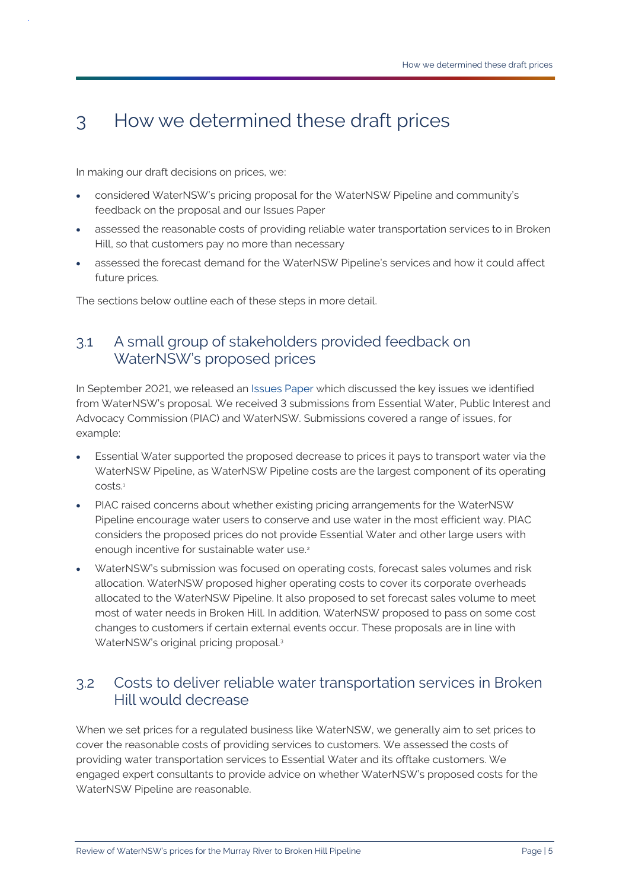# 3 How we determined these draft prices

In making our draft decisions on prices, we:

- considered WaterNSW's pricing proposal for the WaterNSW Pipeline and community's feedback on the proposal and our Issues Paper
- assessed the reasonable costs of providing reliable water transportation services to in Broken Hill, so that customers pay no more than necessary
- assessed the forecast demand for the WaterNSW Pipeline's services and how it could affect future prices.

The sections below outline each of these steps in more detail.

## 3.1 A small group of stakeholders provided feedback on WaterNSW's proposed prices

In September 2021, we released an Issues Paper which discussed the key issues we identified from WaterNSW's proposal. We received 3 submissions from Essential Water, Public Interest and Advocacy Commission (PIAC) and WaterNSW. Submissions covered a range of issues, for example:

- Essential Water supported the proposed decrease to prices it pays to transport water via the WaterNSW Pipeline, as WaterNSW Pipeline costs are the largest component of its operating costs.[1]
- PIAC raised concerns about whether existing pricing arrangements for the WaterNSW Pipeline encourage water users to conserve and use water in the most efficient way. PIAC considers the proposed prices do not provide Essential Water and other large users with enough incentive for sustainable water use.[2]
- WaterNSW's submission was focused on operating costs, forecast sales volumes and risk allocation. WaterNSW proposed higher operating costs to cover its corporate overheads allocated to the WaterNSW Pipeline. It also proposed to set forecast sales volume to meet most of water needs in Broken Hill. In addition, WaterNSW proposed to pass on some cost changes to customers if certain external events occur. These proposals are in line with WaterNSW's original pricing proposal.[3]

## 3.2 Costs to deliver reliable water transportation services in Broken Hill would decrease

When we set prices for a regulated business like WaterNSW, we generally aim to set prices to cover the reasonable costs of providing services to customers. We assessed the costs of providing water transportation services to Essential Water and its offtake customers. We engaged expert consultants to provide advice on whether WaterNSW's proposed costs for the WaterNSW Pipeline are reasonable.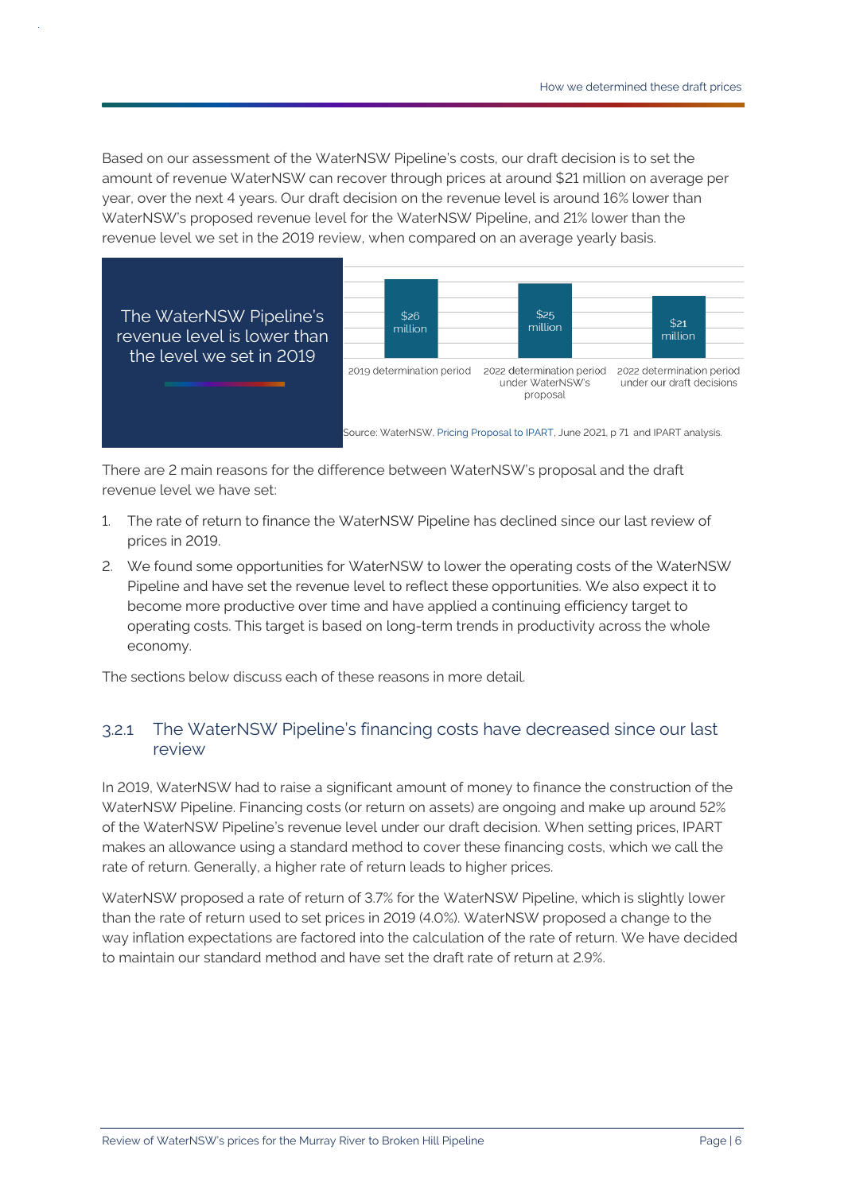Based on our assessment of the WaterNSW Pipeline's costs, our draft decision is to set the amount of revenue WaterNSW can recover through prices at around $21 million on average per year, over the next 4 years. Our draft decision on the revenue level is around 16% lower than WaterNSW's proposed revenue level for the WaterNSW Pipeline, and 21% lower than the revenue level we set in the 2019 review, when compared on an average yearly basis.

The WaterNSW Pipeline's revenue level is lower than the level we set in 2019

$26 million
$25 million
$21 million

2019 determination period
2022 determination period under WaterNSW's proposal
2022 determination period under our draft decisions

Source: WaterNSW, Pricing Proposal to IPART, June 2021, p 71 and IPART analysis.

There are 2 main reasons for the difference between WaterNSW's proposal and the draft revenue level we have set:

1. The rate of return to finance the WaterNSW Pipeline has declined since our last review of prices in 2019.
2. We found some opportunities for WaterNSW to lower the operating costs of the WaterNSW Pipeline and have set the revenue level to reflect these opportunities. We also expect it to become more productive over time and have applied a continuing efficiency target to operating costs. This target is based on long-term trends in productivity across the whole economy.

The sections below discuss each of these reasons in more detail.

### 3.2.1 The WaterNSW Pipeline's financing costs have decreased since our last review

In 2019, WaterNSW had to raise a significant amount of money to finance the construction of the WaterNSW Pipeline. Financing costs (or return on assets) are ongoing and make up around 52% of the WaterNSW Pipeline's revenue level under our draft decision. When setting prices, IPART makes an allowance using a standard method to cover these financing costs, which we call the rate of return. Generally, a higher rate of return leads to higher prices.

WaterNSW proposed a rate of return of 3.7% for the WaterNSW Pipeline, which is slightly lower than the rate of return used to set prices in 2019 (4.0%). WaterNSW proposed a change to the way inflation expectations are factored into the calculation of the rate of return. We have decided to maintain our standard method and have set the draft rate of return at 2.9%.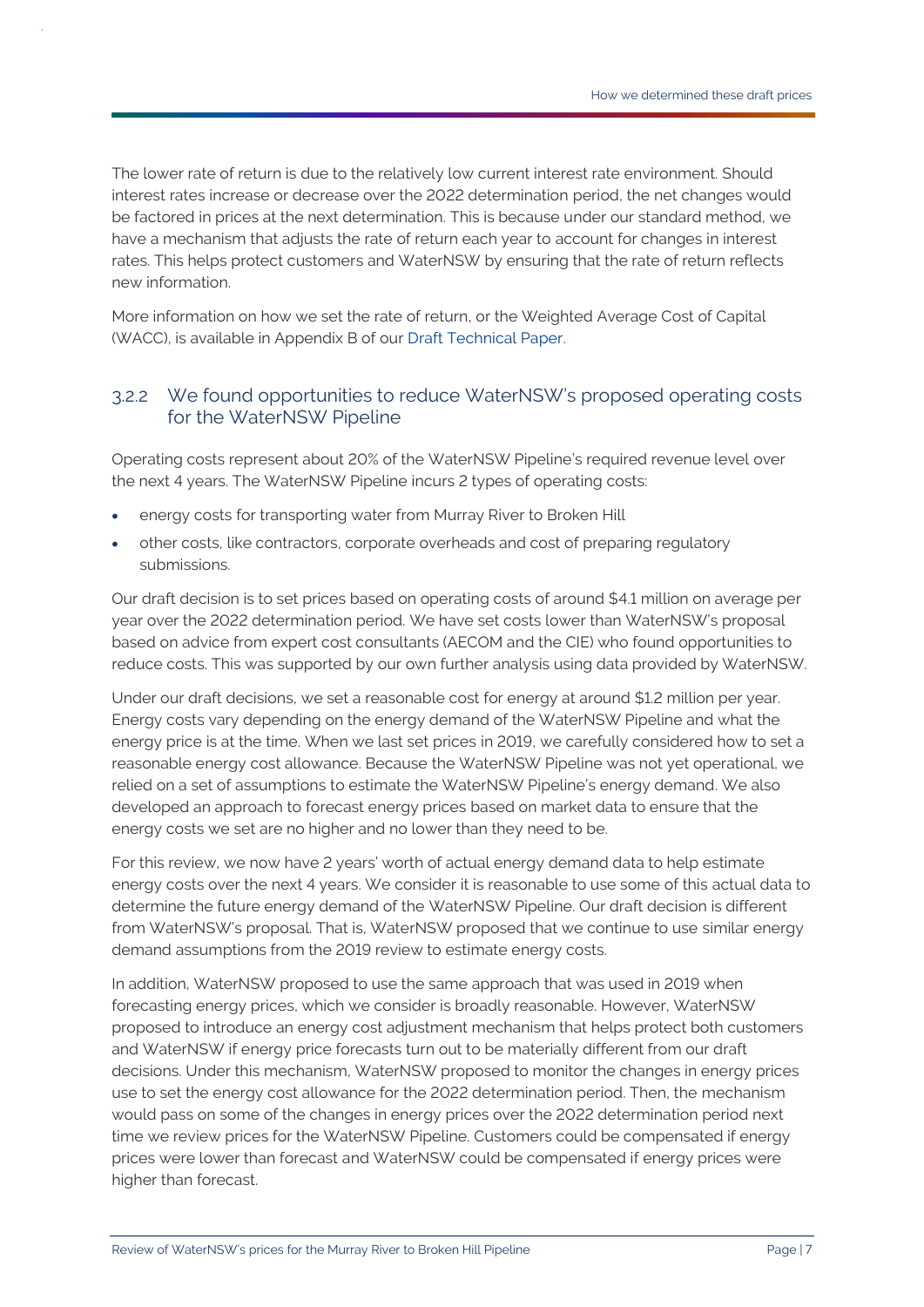The lower rate of return is due to the relatively low current interest rate environment. Should interest rates increase or decrease over the 2022 determination period, the net changes would be factored in prices at the next determination. This is because under our standard method, we have a mechanism that adjusts the rate of return each year to account for changes in interest rates. This helps protect customers and WaterNSW by ensuring that the rate of return reflects new information.

More information on how we set the rate of return, or the Weighted Average Cost of Capital (WACC), is available in Appendix B of our Draft Technical Paper.

### 3.2.2 We found opportunities to reduce WaterNSW's proposed operating costs for the WaterNSW Pipeline

Operating costs represent about 20% of the WaterNSW Pipeline's required revenue level over the next 4 years. The WaterNSW Pipeline incurs 2 types of operating costs:

- energy costs for transporting water from Murray River to Broken Hill
- other costs, like contractors, corporate overheads and cost of preparing regulatory submissions.

Our draft decision is to set prices based on operating costs of around $4.1 million on average per year over the 2022 determination period. We have set costs lower than WaterNSW's proposal based on advice from expert cost consultants (AECOM and the CIE) who found opportunities to reduce costs. This was supported by our own further analysis using data provided by WaterNSW.

Under our draft decisions, we set a reasonable cost for energy at around $1.2 million per year. Energy costs vary depending on the energy demand of the WaterNSW Pipeline and what the energy price is at the time. When we last set prices in 2019, we carefully considered how to set a reasonable energy cost allowance. Because the WaterNSW Pipeline was not yet operational, we relied on a set of assumptions to estimate the WaterNSW Pipeline's energy demand. We also developed an approach to forecast energy prices based on market data to ensure that the energy costs we set are no higher and no lower than they need to be.

For this review, we now have 2 years' worth of actual energy demand data to help estimate energy costs over the next 4 years. We consider it is reasonable to use some of this actual data to determine the future energy demand of the WaterNSW Pipeline. Our draft decision is different from WaterNSW's proposal. That is, WaterNSW proposed that we continue to use similar energy demand assumptions from the 2019 review to estimate energy costs.

In addition, WaterNSW proposed to use the same approach that was used in 2019 when forecasting energy prices, which we consider is broadly reasonable. However, WaterNSW proposed to introduce an energy cost adjustment mechanism that helps protect both customers and WaterNSW if energy price forecasts turn out to be materially different from our draft decisions. Under this mechanism, WaterNSW proposed to monitor the changes in energy prices use to set the energy cost allowance for the 2022 determination period. Then, the mechanism would pass on some of the changes in energy prices over the 2022 determination period next time we review prices for the WaterNSW Pipeline. Customers could be compensated if energy prices were lower than forecast and WaterNSW could be compensated if energy prices were higher than forecast.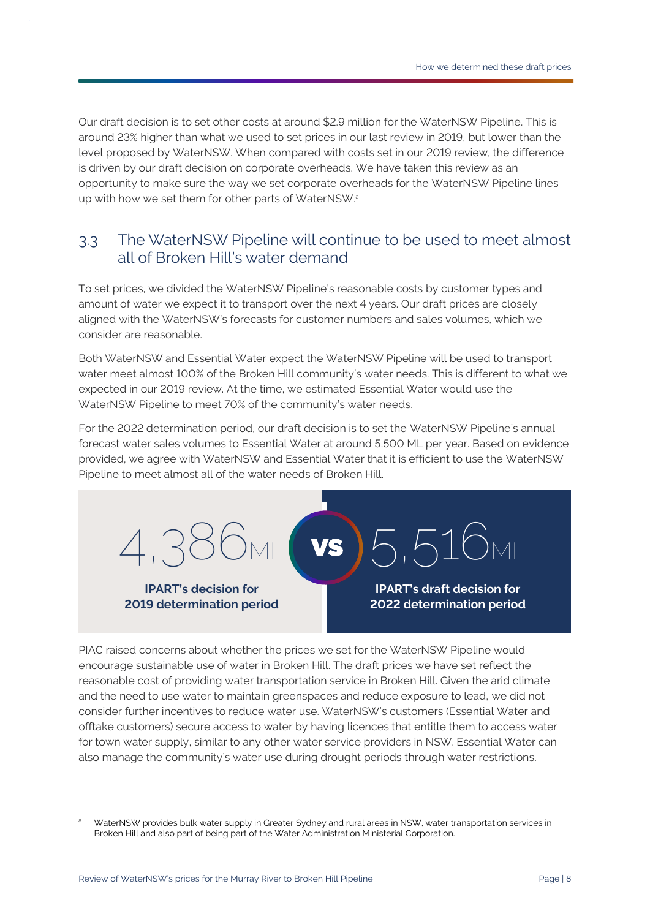Our draft decision is to set other costs at around $2.9 million for the WaterNSW Pipeline. This is around 23% higher than what we used to set prices in our last review in 2019, but lower than the level proposed by WaterNSW. When compared with costs set in our 2019 review, the difference is driven by our draft decision on corporate overheads. We have taken this review as an opportunity to make sure the way we set corporate overheads for the WaterNSW Pipeline lines up with how we set them for other parts of WaterNSW.[a]

## 3.3 The WaterNSW Pipeline will continue to be used to meet almost all of Broken Hill's water demand

To set prices, we divided the WaterNSW Pipeline's reasonable costs by customer types and amount of water we expect it to transport over the next 4 years. Our draft prices are closely aligned with the WaterNSW's forecasts for customer numbers and sales volumes, which we consider are reasonable.

Both WaterNSW and Essential Water expect the WaterNSW Pipeline will be used to transport water meet almost 100% of the Broken Hill community's water needs. This is different to what we expected in our 2019 review. At the time, we estimated Essential Water would use the WaterNSW Pipeline to meet 70% of the community's water needs.

For the 2022 determination period, our draft decision is to set the WaterNSW Pipeline's annual forecast water sales volumes to Essential Water at around 5,500 ML per year. Based on evidence provided, we agree with WaterNSW and Essential Water that it is efficient to use the WaterNSW Pipeline to meet almost all of the water needs of Broken Hill.

4,386ML

**IPART's decision for 2019 determination period**

vs

5,516ML

**IPART's draft decision for 2022 determination period**

PIAC raised concerns about whether the prices we set for the WaterNSW Pipeline would encourage sustainable use of water in Broken Hill. The draft prices we have set reflect the reasonable cost of providing water transportation service in Broken Hill. Given the arid climate and the need to use water to maintain greenspaces and reduce exposure to lead, we did not consider further incentives to reduce water use. WaterNSW's customers (Essential Water and offtake customers) secure access to water by having licences that entitle them to access water for town water supply, similar to any other water service providers in NSW. Essential Water can also manage the community's water use during drought periods through water restrictions.

---

[a] WaterNSW provides bulk water supply in Greater Sydney and rural areas in NSW, water transportation services in Broken Hill and also part of being part of the Water Administration Ministerial Corporation.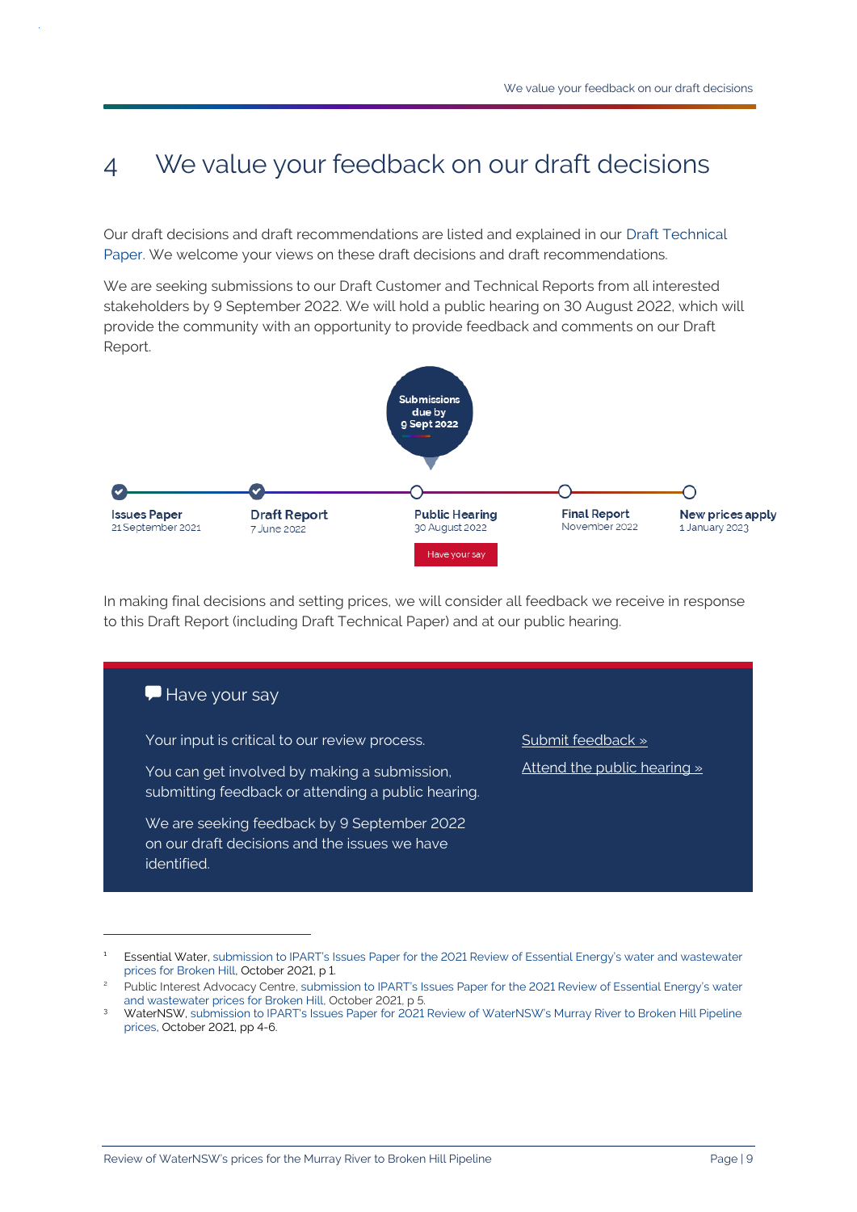# 4 We value your feedback on our draft decisions

Our draft decisions and draft recommendations are listed and explained in our Draft Technical Paper. We welcome your views on these draft decisions and draft recommendations.

We are seeking submissions to our Draft Customer and Technical Reports from all interested stakeholders by 9 September 2022. We will hold a public hearing on 30 August 2022, which will provide the community with an opportunity to provide feedback and comments on our Draft Report.

Submissions due by 9 Sept 2022

Issues Paper
21 September 2021

Draft Report
7 June 2022

Public Hearing
30 August 2022

Have your say

Final Report
November 2022

New prices apply
1 January 2023

In making final decisions and setting prices, we will consider all feedback we receive in response to this Draft Report (including Draft Technical Paper) and at our public hearing.

**Have your say**

Your input is critical to our review process.

You can get involved by making a submission, submitting feedback or attending a public hearing.

We are seeking feedback by 9 September 2022 on our draft decisions and the issues we have identified.

Submit feedback »

Attend the public hearing »

---

[1] Essential Water, submission to IPART's Issues Paper for the 2021 Review of Essential Energy's water and wastewater prices for Broken Hill, October 2021, p 1.

[2] Public Interest Advocacy Centre, submission to IPART's Issues Paper for the 2021 Review of Essential Energy's water and wastewater prices for Broken Hill, October 2021, p 5.

[3] WaterNSW, submission to IPART's Issues Paper for 2021 Review of WaterNSW's Murray River to Broken Hill Pipeline prices, October 2021, pp 4-6.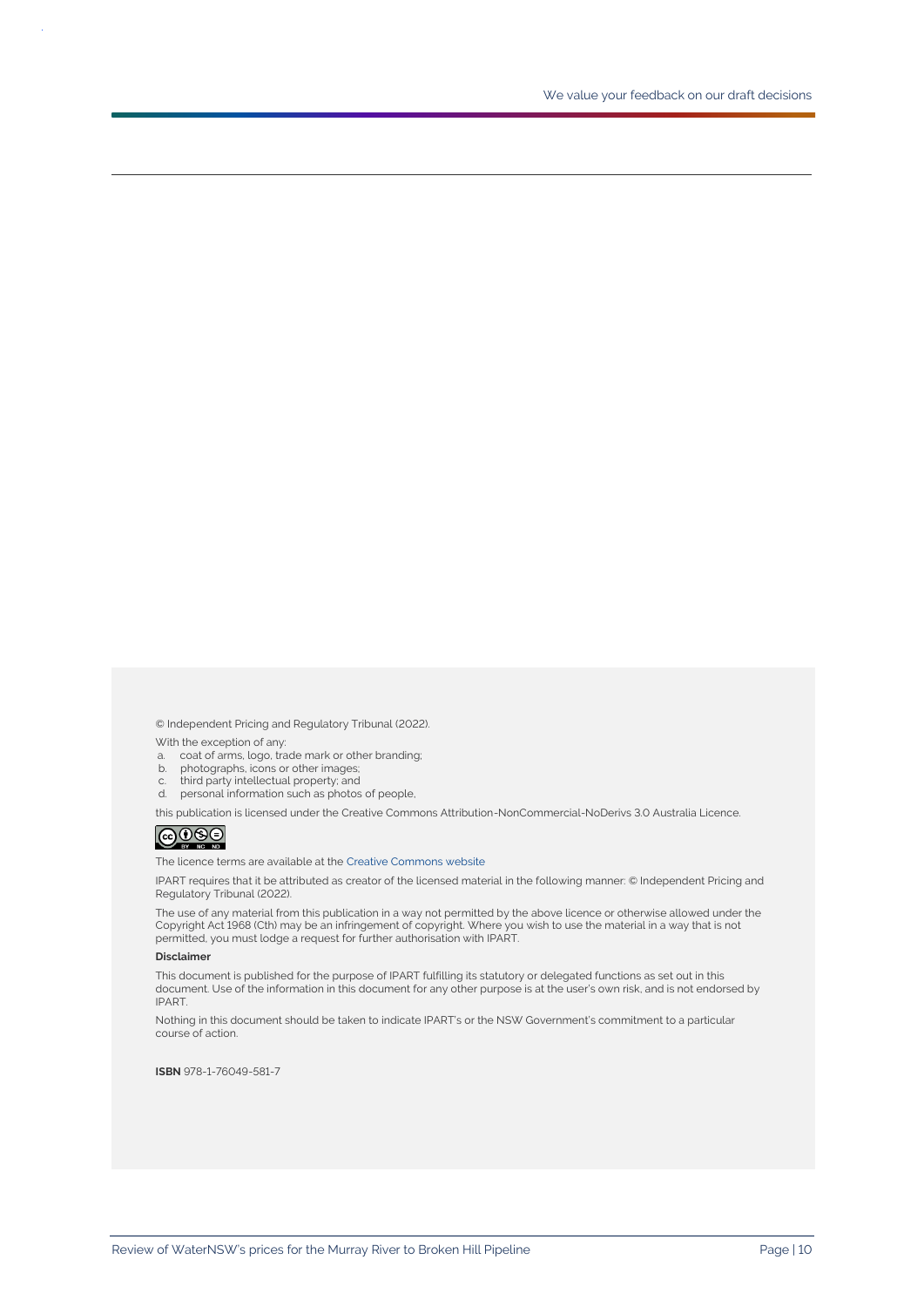© Independent Pricing and Regulatory Tribunal (2022).

With the exception of any:

a. coat of arms, logo, trade mark or other branding;
b. photographs, icons or other images;
c. third party intellectual property; and
d. personal information such as photos of people,

this publication is licensed under the Creative Commons Attribution-NonCommercial-NoDerivs 3.0 Australia Licence.

The licence terms are available at the Creative Commons website

IPART requires that it be attributed as creator of the licensed material in the following manner: © Independent Pricing and Regulatory Tribunal (2022).

The use of any material from this publication in a way not permitted by the above licence or otherwise allowed under the Copyright Act 1968 (Cth) may be an infringement of copyright. Where you wish to use the material in a way that is not permitted, you must lodge a request for further authorisation with IPART.

**Disclaimer**

This document is published for the purpose of IPART fulfilling its statutory or delegated functions as set out in this document. Use of the information in this document for any other purpose is at the user's own risk, and is not endorsed by IPART.

Nothing in this document should be taken to indicate IPART's or the NSW Government's commitment to a particular course of action.

**ISBN** 978-1-76049-581-7